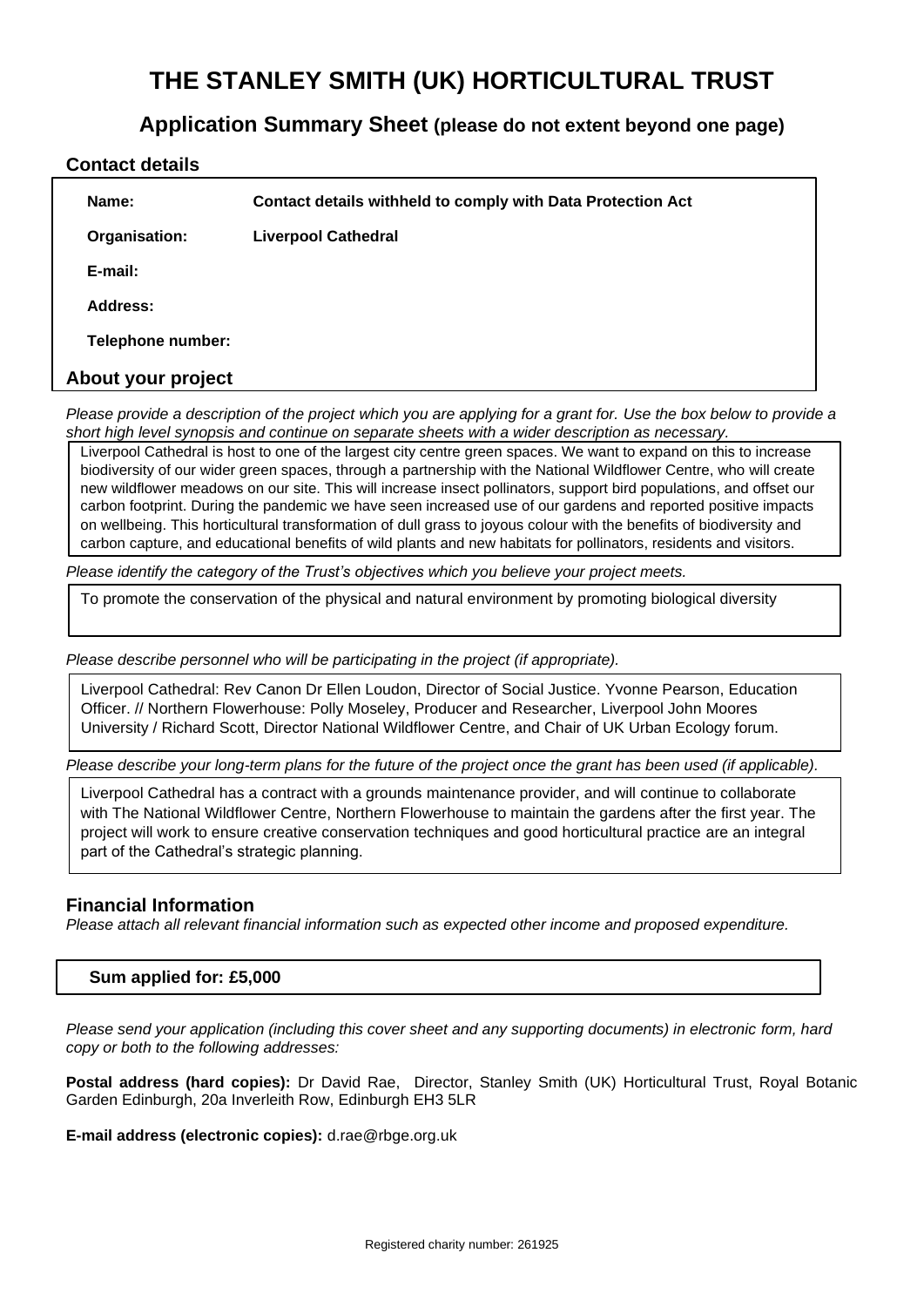# THE STANLEY SMITH (UK) HORTICULTURAL TRUST

## Application Summary Sheet (please do not extent beyond one page)

### Contact details

| | |
|---|---|
| **Name:** | **Contact details withheld to comply with Data Protection Act** |
| **Organisation:** | **Liverpool Cathedral** |
| **E-mail:** | |
| **Address:** | |
| **Telephone number:** | |

### About your project

*Please provide a description of the project which you are applying for a grant for. Use the box below to provide a short high level synopsis and continue on separate sheets with a wider description as necessary.*

Liverpool Cathedral is host to one of the largest city centre green spaces. We want to expand on this to increase biodiversity of our wider green spaces, through a partnership with the National Wildflower Centre, who will create new wildflower meadows on our site. This will increase insect pollinators, support bird populations, and offset our carbon footprint. During the pandemic we have seen increased use of our gardens and reported positive impacts on wellbeing. This horticultural transformation of dull grass to joyous colour with the benefits of biodiversity and carbon capture, and educational benefits of wild plants and new habitats for pollinators, residents and visitors.

*Please identify the category of the Trust's objectives which you believe your project meets.*

To promote the conservation of the physical and natural environment by promoting biological diversity

*Please describe personnel who will be participating in the project (if appropriate).*

Liverpool Cathedral: Rev Canon Dr Ellen Loudon, Director of Social Justice. Yvonne Pearson, Education Officer. // Northern Flowerhouse: Polly Moseley, Producer and Researcher, Liverpool John Moores University / Richard Scott, Director National Wildflower Centre, and Chair of UK Urban Ecology forum.

*Please describe your long-term plans for the future of the project once the grant has been used (if applicable).*

Liverpool Cathedral has a contract with a grounds maintenance provider, and will continue to collaborate with The National Wildflower Centre, Northern Flowerhouse to maintain the gardens after the first year. The project will work to ensure creative conservation techniques and good horticultural practice are an integral part of the Cathedral's strategic planning.

### Financial Information

*Please attach all relevant financial information such as expected other income and proposed expenditure.*

**Sum applied for: £5,000**

*Please send your application (including this cover sheet and any supporting documents) in electronic form, hard copy or both to the following addresses:*

**Postal address (hard copies):** Dr David Rae, Director, Stanley Smith (UK) Horticultural Trust, Royal Botanic Garden Edinburgh, 20a Inverleith Row, Edinburgh EH3 5LR

**E-mail address (electronic copies):** d.rae@rbge.org.uk

Registered charity number: 261925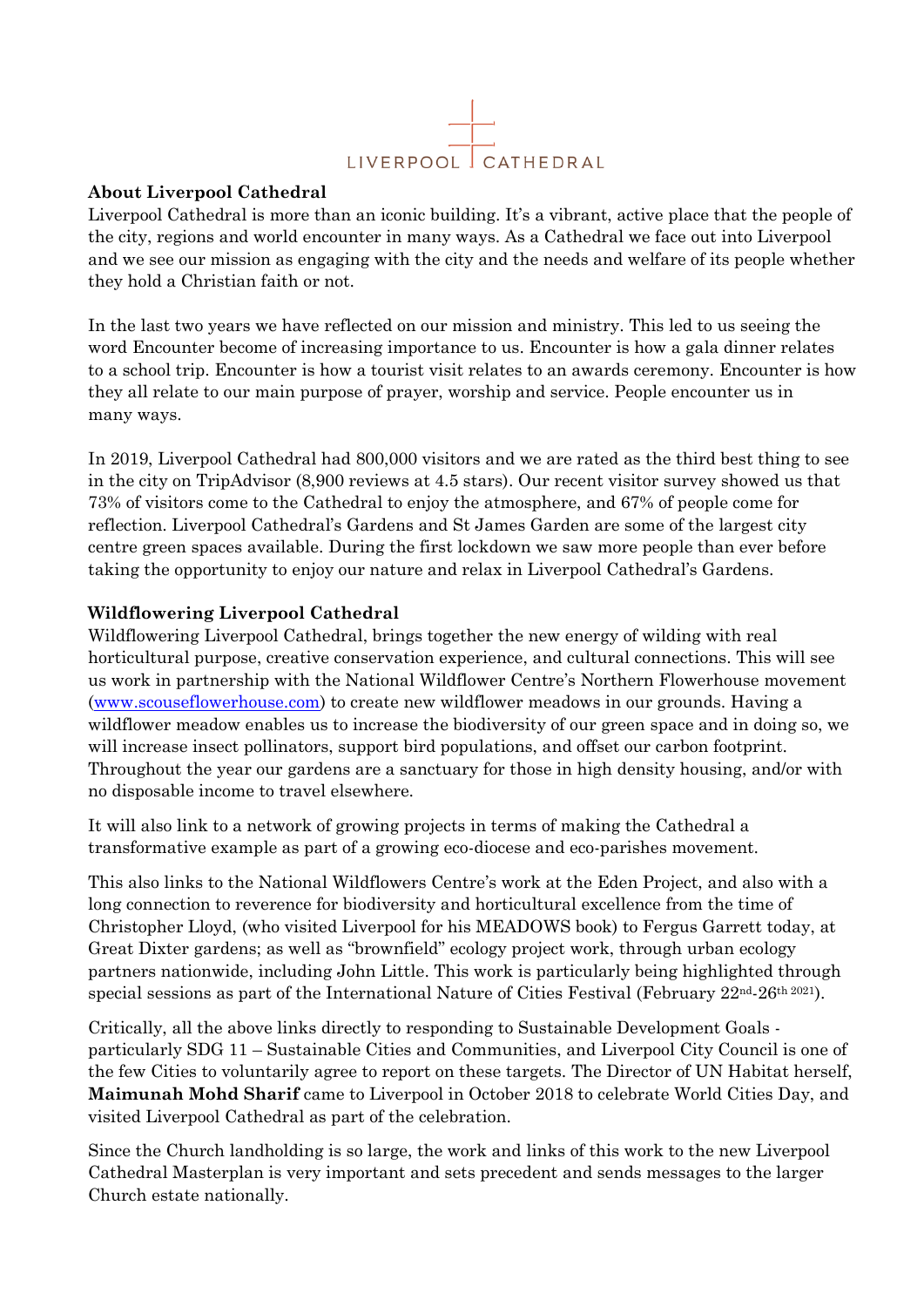LIVERPOOL CATHEDRAL

**About Liverpool Cathedral**

Liverpool Cathedral is more than an iconic building. It's a vibrant, active place that the people of the city, regions and world encounter in many ways. As a Cathedral we face out into Liverpool and we see our mission as engaging with the city and the needs and welfare of its people whether they hold a Christian faith or not.

In the last two years we have reflected on our mission and ministry. This led to us seeing the word Encounter become of increasing importance to us. Encounter is how a gala dinner relates to a school trip. Encounter is how a tourist visit relates to an awards ceremony. Encounter is how they all relate to our main purpose of prayer, worship and service. People encounter us in many ways.

In 2019, Liverpool Cathedral had 800,000 visitors and we are rated as the third best thing to see in the city on TripAdvisor (8,900 reviews at 4.5 stars). Our recent visitor survey showed us that 73% of visitors come to the Cathedral to enjoy the atmosphere, and 67% of people come for reflection. Liverpool Cathedral's Gardens and St James Garden are some of the largest city centre green spaces available. During the first lockdown we saw more people than ever before taking the opportunity to enjoy our nature and relax in Liverpool Cathedral's Gardens.

**Wildflowering Liverpool Cathedral**

Wildflowering Liverpool Cathedral, brings together the new energy of wilding with real horticultural purpose, creative conservation experience, and cultural connections. This will see us work in partnership with the National Wildflower Centre's Northern Flowerhouse movement (www.scouseflowerhouse.com) to create new wildflower meadows in our grounds. Having a wildflower meadow enables us to increase the biodiversity of our green space and in doing so, we will increase insect pollinators, support bird populations, and offset our carbon footprint. Throughout the year our gardens are a sanctuary for those in high density housing, and/or with no disposable income to travel elsewhere.

It will also link to a network of growing projects in terms of making the Cathedral a transformative example as part of a growing eco-diocese and eco-parishes movement.

This also links to the National Wildflowers Centre's work at the Eden Project, and also with a long connection to reverence for biodiversity and horticultural excellence from the time of Christopher Lloyd, (who visited Liverpool for his MEADOWS book) to Fergus Garrett today, at Great Dixter gardens; as well as "brownfield" ecology project work, through urban ecology partners nationwide, including John Little. This work is particularly being highlighted through special sessions as part of the International Nature of Cities Festival (February 22nd-26th 2021).

Critically, all the above links directly to responding to Sustainable Development Goals - particularly SDG 11 – Sustainable Cities and Communities, and Liverpool City Council is one of the few Cities to voluntarily agree to report on these targets. The Director of UN Habitat herself, **Maimunah Mohd Sharif** came to Liverpool in October 2018 to celebrate World Cities Day, and visited Liverpool Cathedral as part of the celebration.

Since the Church landholding is so large, the work and links of this work to the new Liverpool Cathedral Masterplan is very important and sets precedent and sends messages to the larger Church estate nationally.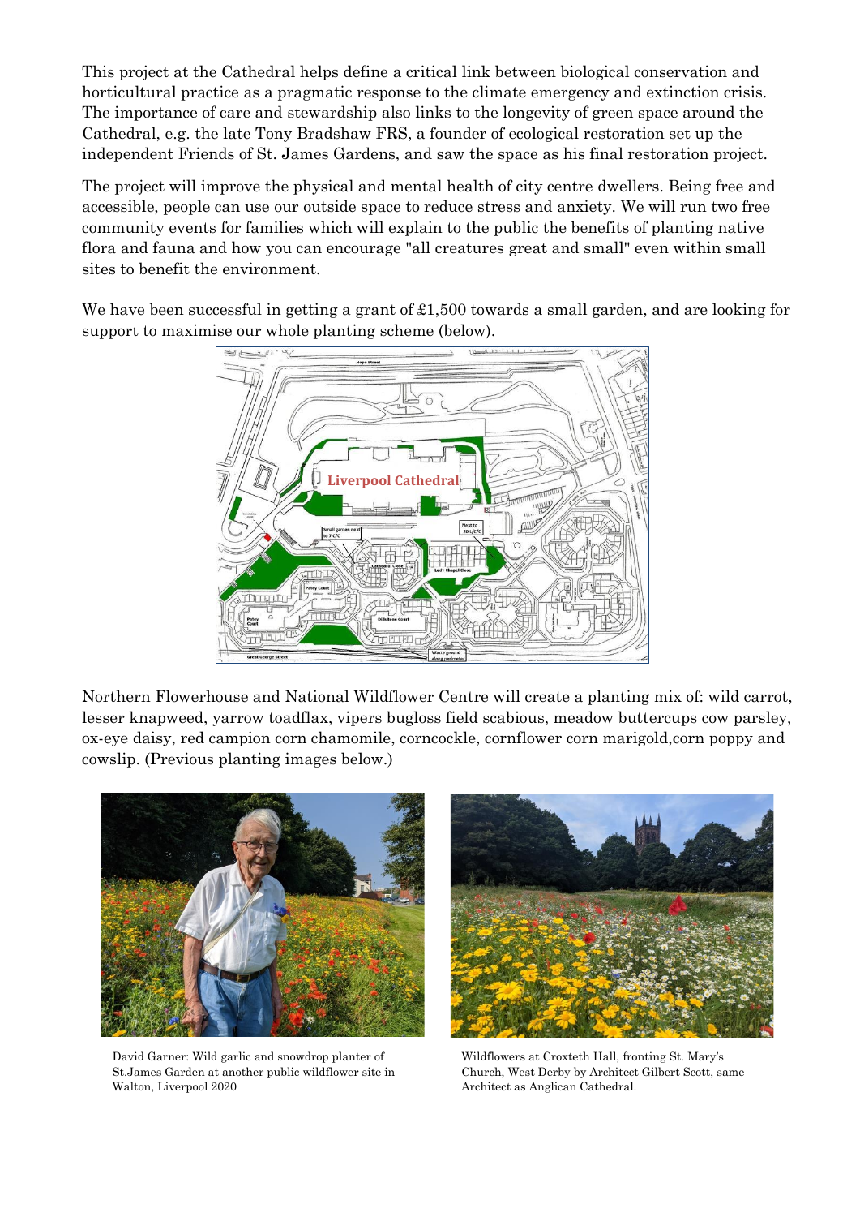This project at the Cathedral helps define a critical link between biological conservation and horticultural practice as a pragmatic response to the climate emergency and extinction crisis. The importance of care and stewardship also links to the longevity of green space around the Cathedral, e.g. the late Tony Bradshaw FRS, a founder of ecological restoration set up the independent Friends of St. James Gardens, and saw the space as his final restoration project.

The project will improve the physical and mental health of city centre dwellers. Being free and accessible, people can use our outside space to reduce stress and anxiety. We will run two free community events for families which will explain to the public the benefits of planting native flora and fauna and how you can encourage "all creatures great and small" even within small sites to benefit the environment.

We have been successful in getting a grant of £1,500 towards a small garden, and are looking for support to maximise our whole planting scheme (below).

Northern Flowerhouse and National Wildflower Centre will create a planting mix of: wild carrot, lesser knapweed, yarrow toadflax, vipers bugloss field scabious, meadow buttercups cow parsley, ox-eye daisy, red campion corn chamomile, corncockle, cornflower corn marigold,corn poppy and cowslip. (Previous planting images below.)

David Garner: Wild garlic and snowdrop planter of St.James Garden at another public wildflower site in Walton, Liverpool 2020

Wildflowers at Croxteth Hall, fronting St. Mary's Church, West Derby by Architect Gilbert Scott, same Architect as Anglican Cathedral.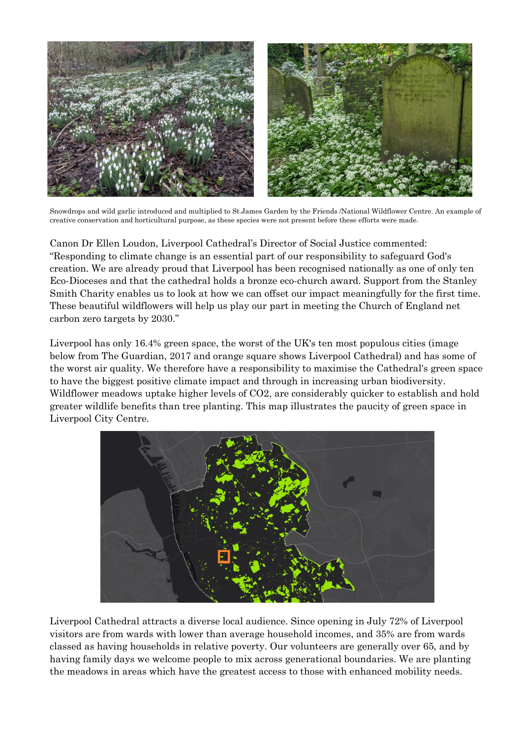Snowdrops and wild garlic introduced and multiplied to St.James Garden by the Friends /National Wildflower Centre. An example of creative conservation and horticultural purpose, as these species were not present before these efforts were made.

Canon Dr Ellen Loudon, Liverpool Cathedral's Director of Social Justice commented: "Responding to climate change is an essential part of our responsibility to safeguard God's creation. We are already proud that Liverpool has been recognised nationally as one of only ten Eco-Dioceses and that the cathedral holds a bronze eco-church award. Support from the Stanley Smith Charity enables us to look at how we can offset our impact meaningfully for the first time. These beautiful wildflowers will help us play our part in meeting the Church of England net carbon zero targets by 2030."

Liverpool has only 16.4% green space, the worst of the UK's ten most populous cities (image below from The Guardian, 2017 and orange square shows Liverpool Cathedral) and has some of the worst air quality. We therefore have a responsibility to maximise the Cathedral's green space to have the biggest positive climate impact and through in increasing urban biodiversity. Wildflower meadows uptake higher levels of $CO_2$, are considerably quicker to establish and hold greater wildlife benefits than tree planting. This map illustrates the paucity of green space in Liverpool City Centre.

Liverpool Cathedral attracts a diverse local audience. Since opening in July 72% of Liverpool visitors are from wards with lower than average household incomes, and 35% are from wards classed as having households in relative poverty. Our volunteers are generally over 65, and by having family days we welcome people to mix across generational boundaries. We are planting the meadows in areas which have the greatest access to those with enhanced mobility needs.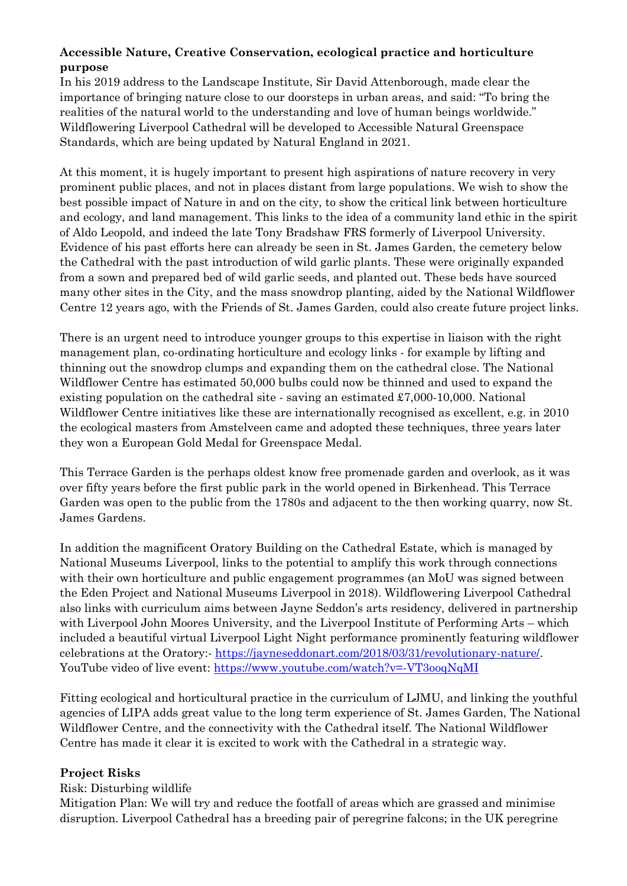**Accessible Nature, Creative Conservation, ecological practice and horticulture purpose**

In his 2019 address to the Landscape Institute, Sir David Attenborough, made clear the importance of bringing nature close to our doorsteps in urban areas, and said: "To bring the realities of the natural world to the understanding and love of human beings worldwide." Wildflowering Liverpool Cathedral will be developed to Accessible Natural Greenspace Standards, which are being updated by Natural England in 2021.

At this moment, it is hugely important to present high aspirations of nature recovery in very prominent public places, and not in places distant from large populations. We wish to show the best possible impact of Nature in and on the city, to show the critical link between horticulture and ecology, and land management. This links to the idea of a community land ethic in the spirit of Aldo Leopold, and indeed the late Tony Bradshaw FRS formerly of Liverpool University. Evidence of his past efforts here can already be seen in St. James Garden, the cemetery below the Cathedral with the past introduction of wild garlic plants. These were originally expanded from a sown and prepared bed of wild garlic seeds, and planted out. These beds have sourced many other sites in the City, and the mass snowdrop planting, aided by the National Wildflower Centre 12 years ago, with the Friends of St. James Garden, could also create future project links.

There is an urgent need to introduce younger groups to this expertise in liaison with the right management plan, co-ordinating horticulture and ecology links - for example by lifting and thinning out the snowdrop clumps and expanding them on the cathedral close. The National Wildflower Centre has estimated 50,000 bulbs could now be thinned and used to expand the existing population on the cathedral site - saving an estimated £7,000-10,000. National Wildflower Centre initiatives like these are internationally recognised as excellent, e.g. in 2010 the ecological masters from Amstelveen came and adopted these techniques, three years later they won a European Gold Medal for Greenspace Medal.

This Terrace Garden is the perhaps oldest know free promenade garden and overlook, as it was over fifty years before the first public park in the world opened in Birkenhead. This Terrace Garden was open to the public from the 1780s and adjacent to the then working quarry, now St. James Gardens.

In addition the magnificent Oratory Building on the Cathedral Estate, which is managed by National Museums Liverpool, links to the potential to amplify this work through connections with their own horticulture and public engagement programmes (an MoU was signed between the Eden Project and National Museums Liverpool in 2018). Wildflowering Liverpool Cathedral also links with curriculum aims between Jayne Seddon's arts residency, delivered in partnership with Liverpool John Moores University, and the Liverpool Institute of Performing Arts – which included a beautiful virtual Liverpool Light Night performance prominently featuring wildflower celebrations at the Oratory:- https://jayneseddonart.com/2018/03/31/revolutionary-nature/. YouTube video of live event: https://www.youtube.com/watch?v=-VT3ooqNqMI

Fitting ecological and horticultural practice in the curriculum of LJMU, and linking the youthful agencies of LIPA adds great value to the long term experience of St. James Garden, The National Wildflower Centre, and the connectivity with the Cathedral itself. The National Wildflower Centre has made it clear it is excited to work with the Cathedral in a strategic way.

**Project Risks**

Risk: Disturbing wildlife

Mitigation Plan: We will try and reduce the footfall of areas which are grassed and minimise disruption. Liverpool Cathedral has a breeding pair of peregrine falcons; in the UK peregrine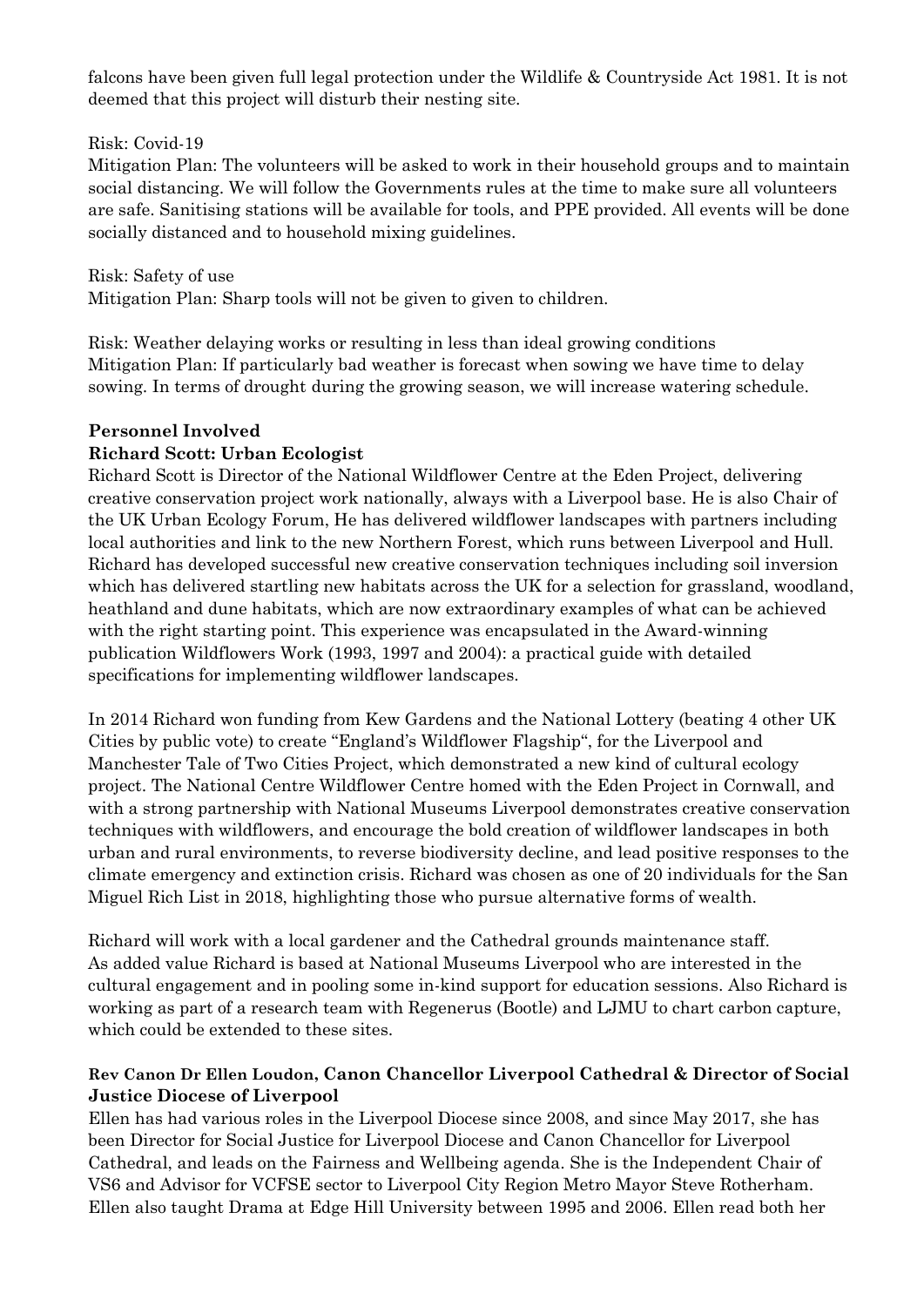falcons have been given full legal protection under the Wildlife & Countryside Act 1981. It is not deemed that this project will disturb their nesting site.

Risk: Covid-19
Mitigation Plan: The volunteers will be asked to work in their household groups and to maintain social distancing. We will follow the Governments rules at the time to make sure all volunteers are safe. Sanitising stations will be available for tools, and PPE provided. All events will be done socially distanced and to household mixing guidelines.

Risk: Safety of use
Mitigation Plan: Sharp tools will not be given to given to children.

Risk: Weather delaying works or resulting in less than ideal growing conditions
Mitigation Plan: If particularly bad weather is forecast when sowing we have time to delay sowing. In terms of drought during the growing season, we will increase watering schedule.

**Personnel Involved**

**Richard Scott: Urban Ecologist**

Richard Scott is Director of the National Wildflower Centre at the Eden Project, delivering creative conservation project work nationally, always with a Liverpool base. He is also Chair of the UK Urban Ecology Forum, He has delivered wildflower landscapes with partners including local authorities and link to the new Northern Forest, which runs between Liverpool and Hull. Richard has developed successful new creative conservation techniques including soil inversion which has delivered startling new habitats across the UK for a selection for grassland, woodland, heathland and dune habitats, which are now extraordinary examples of what can be achieved with the right starting point. This experience was encapsulated in the Award-winning publication Wildflowers Work (1993, 1997 and 2004): a practical guide with detailed specifications for implementing wildflower landscapes.

In 2014 Richard won funding from Kew Gardens and the National Lottery (beating 4 other UK Cities by public vote) to create "England's Wildflower Flagship", for the Liverpool and Manchester Tale of Two Cities Project, which demonstrated a new kind of cultural ecology project. The National Centre Wildflower Centre homed with the Eden Project in Cornwall, and with a strong partnership with National Museums Liverpool demonstrates creative conservation techniques with wildflowers, and encourage the bold creation of wildflower landscapes in both urban and rural environments, to reverse biodiversity decline, and lead positive responses to the climate emergency and extinction crisis. Richard was chosen as one of 20 individuals for the San Miguel Rich List in 2018, highlighting those who pursue alternative forms of wealth.

Richard will work with a local gardener and the Cathedral grounds maintenance staff.
As added value Richard is based at National Museums Liverpool who are interested in the cultural engagement and in pooling some in-kind support for education sessions. Also Richard is working as part of a research team with Regenerus (Bootle) and LJMU to chart carbon capture, which could be extended to these sites.

**Rev Canon Dr Ellen Loudon, Canon Chancellor Liverpool Cathedral & Director of Social Justice Diocese of Liverpool**

Ellen has had various roles in the Liverpool Diocese since 2008, and since May 2017, she has been Director for Social Justice for Liverpool Diocese and Canon Chancellor for Liverpool Cathedral, and leads on the Fairness and Wellbeing agenda. She is the Independent Chair of VS6 and Advisor for VCFSE sector to Liverpool City Region Metro Mayor Steve Rotherham. Ellen also taught Drama at Edge Hill University between 1995 and 2006. Ellen read both her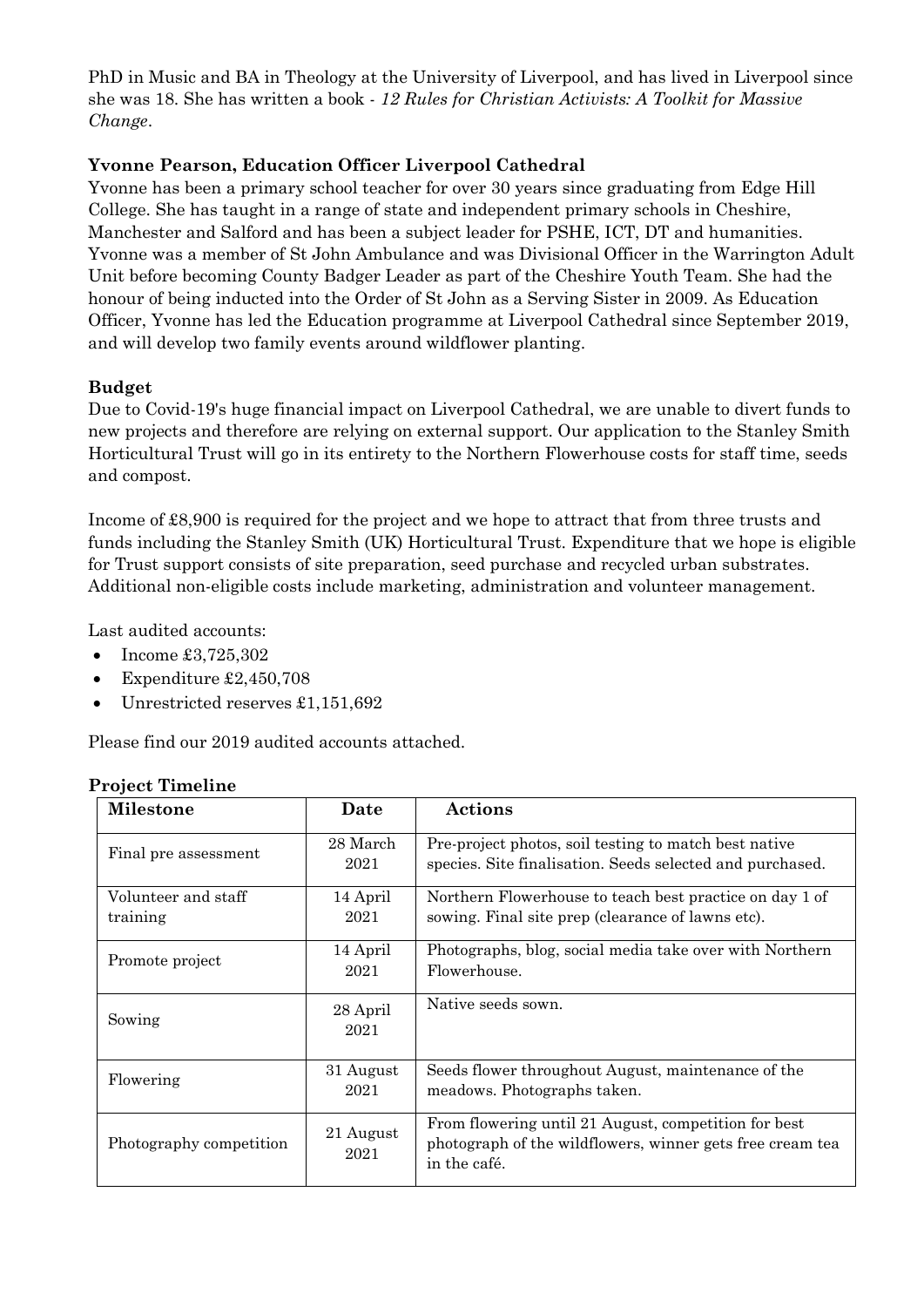PhD in Music and BA in Theology at the University of Liverpool, and has lived in Liverpool since she was 18. She has written a book - *12 Rules for Christian Activists: A Toolkit for Massive Change*.

**Yvonne Pearson, Education Officer Liverpool Cathedral**

Yvonne has been a primary school teacher for over 30 years since graduating from Edge Hill College. She has taught in a range of state and independent primary schools in Cheshire, Manchester and Salford and has been a subject leader for PSHE, ICT, DT and humanities. Yvonne was a member of St John Ambulance and was Divisional Officer in the Warrington Adult Unit before becoming County Badger Leader as part of the Cheshire Youth Team. She had the honour of being inducted into the Order of St John as a Serving Sister in 2009. As Education Officer, Yvonne has led the Education programme at Liverpool Cathedral since September 2019, and will develop two family events around wildflower planting.

**Budget**

Due to Covid-19's huge financial impact on Liverpool Cathedral, we are unable to divert funds to new projects and therefore are relying on external support. Our application to the Stanley Smith Horticultural Trust will go in its entirety to the Northern Flowerhouse costs for staff time, seeds and compost.

Income of £8,900 is required for the project and we hope to attract that from three trusts and funds including the Stanley Smith (UK) Horticultural Trust. Expenditure that we hope is eligible for Trust support consists of site preparation, seed purchase and recycled urban substrates. Additional non-eligible costs include marketing, administration and volunteer management.

Last audited accounts:

- Income £3,725,302
- Expenditure £2,450,708
- Unrestricted reserves £1,151,692

Please find our 2019 audited accounts attached.

**Project Timeline**

| Milestone | Date | Actions |
|---|---|---|
| Final pre assessment | 28 March 2021 | Pre-project photos, soil testing to match best native species. Site finalisation. Seeds selected and purchased. |
| Volunteer and staff training | 14 April 2021 | Northern Flowerhouse to teach best practice on day 1 of sowing. Final site prep (clearance of lawns etc). |
| Promote project | 14 April 2021 | Photographs, blog, social media take over with Northern Flowerhouse. |
| Sowing | 28 April 2021 | Native seeds sown. |
| Flowering | 31 August 2021 | Seeds flower throughout August, maintenance of the meadows. Photographs taken. |
| Photography competition | 21 August 2021 | From flowering until 21 August, competition for best photograph of the wildflowers, winner gets free cream tea in the café. |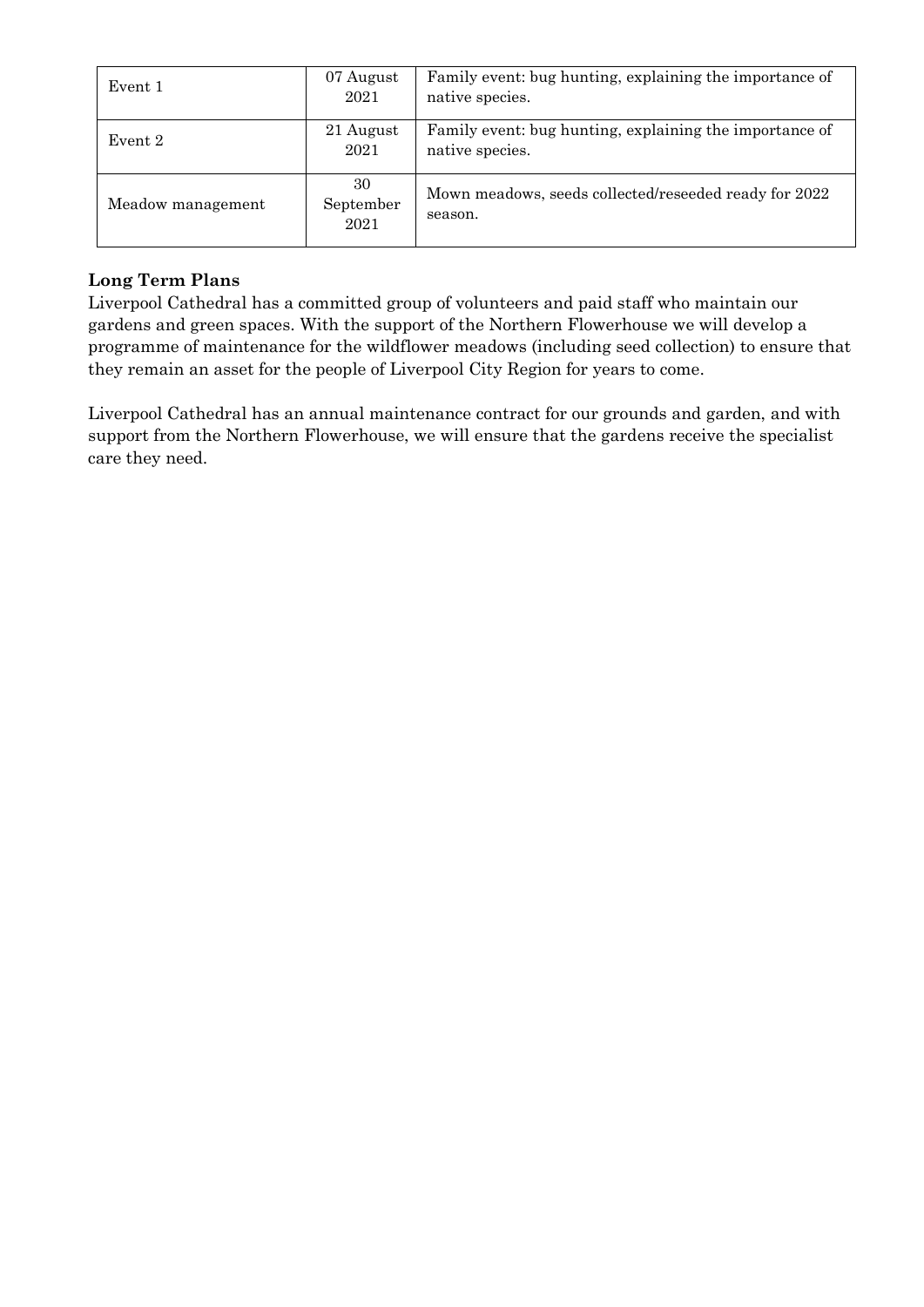| | | |
|---|---|---|
| Event 1 | 07 August 2021 | Family event: bug hunting, explaining the importance of native species. |
| Event 2 | 21 August 2021 | Family event: bug hunting, explaining the importance of native species. |
| Meadow management | 30 September 2021 | Mown meadows, seeds collected/reseeded ready for 2022 season. |

**Long Term Plans**

Liverpool Cathedral has a committed group of volunteers and paid staff who maintain our gardens and green spaces. With the support of the Northern Flowerhouse we will develop a programme of maintenance for the wildflower meadows (including seed collection) to ensure that they remain an asset for the people of Liverpool City Region for years to come.

Liverpool Cathedral has an annual maintenance contract for our grounds and garden, and with support from the Northern Flowerhouse, we will ensure that the gardens receive the specialist care they need.